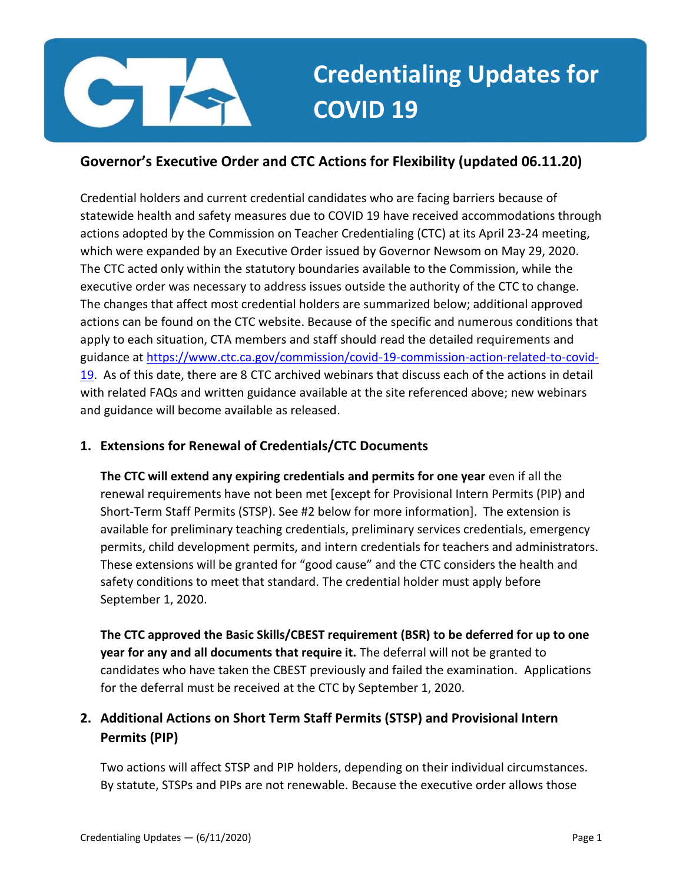# Credentialing Updates for COVID 19

## Governor's Executive Order and CTC Actions for Flexibility (updated 06.11.20)

Credential holders and current credential candidates who are facing barriers because of statewide health and safety measures due to COVID 19 have received accommodations through actions adopted by the Commission on Teacher Credentialing (CTC) at its April 23-24 meeting, which were expanded by an Executive Order issued by Governor Newsom on May 29, 2020. The CTC acted only within the statutory boundaries available to the Commission, while the executive order was necessary to address issues outside the authority of the CTC to change. The changes that affect most credential holders are summarized below; additional approved actions can be found on the CTC website. Because of the specific and numerous conditions that apply to each situation, CTA members and staff should read the detailed requirements and guidance at https://www.ctc.ca.gov/commission/covid-19-commission-action-related-to-covid-19. As of this date, there are 8 CTC archived webinars that discuss each of the actions in detail with related FAQs and written guidance available at the site referenced above; new webinars and guidance will become available as released.

### 1. Extensions for Renewal of Credentials/CTC Documents

**The CTC will extend any expiring credentials and permits for one year** even if all the renewal requirements have not been met [except for Provisional Intern Permits (PIP) and Short-Term Staff Permits (STSP). See #2 below for more information]. The extension is available for preliminary teaching credentials, preliminary services credentials, emergency permits, child development permits, and intern credentials for teachers and administrators. These extensions will be granted for "good cause" and the CTC considers the health and safety conditions to meet that standard. The credential holder must apply before September 1, 2020.

**The CTC approved the Basic Skills/CBEST requirement (BSR) to be deferred for up to one year for any and all documents that require it.** The deferral will not be granted to candidates who have taken the CBEST previously and failed the examination. Applications for the deferral must be received at the CTC by September 1, 2020.

### 2. Additional Actions on Short Term Staff Permits (STSP) and Provisional Intern Permits (PIP)

Two actions will affect STSP and PIP holders, depending on their individual circumstances. By statute, STSPs and PIPs are not renewable. Because the executive order allows those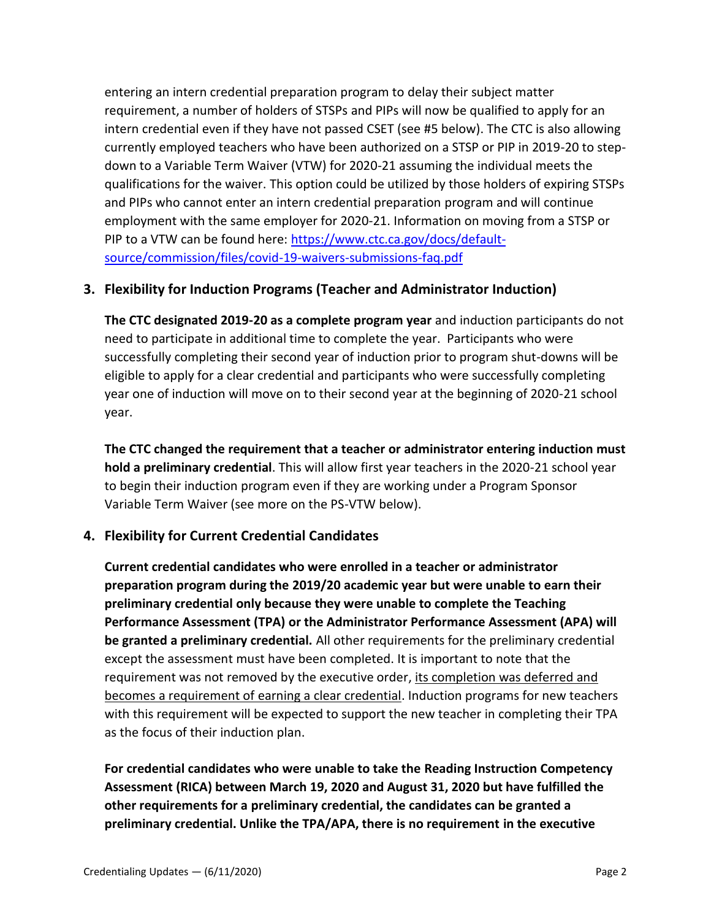entering an intern credential preparation program to delay their subject matter requirement, a number of holders of STSPs and PIPs will now be qualified to apply for an intern credential even if they have not passed CSET (see #5 below). The CTC is also allowing currently employed teachers who have been authorized on a STSP or PIP in 2019-20 to step-down to a Variable Term Waiver (VTW) for 2020-21 assuming the individual meets the qualifications for the waiver. This option could be utilized by those holders of expiring STSPs and PIPs who cannot enter an intern credential preparation program and will continue employment with the same employer for 2020-21. Information on moving from a STSP or PIP to a VTW can be found here: [https://www.ctc.ca.gov/docs/default-source/commission/files/covid-19-waivers-submissions-faq.pdf](https://www.ctc.ca.gov/docs/default-source/commission/files/covid-19-waivers-submissions-faq.pdf)

### 3. Flexibility for Induction Programs (Teacher and Administrator Induction)

**The CTC designated 2019-20 as a complete program year** and induction participants do not need to participate in additional time to complete the year. Participants who were successfully completing their second year of induction prior to program shut-downs will be eligible to apply for a clear credential and participants who were successfully completing year one of induction will move on to their second year at the beginning of 2020-21 school year.

**The CTC changed the requirement that a teacher or administrator entering induction must hold a preliminary credential**. This will allow first year teachers in the 2020-21 school year to begin their induction program even if they are working under a Program Sponsor Variable Term Waiver (see more on the PS-VTW below).

### 4. Flexibility for Current Credential Candidates

**Current credential candidates who were enrolled in a teacher or administrator preparation program during the 2019/20 academic year but were unable to earn their preliminary credential only because they were unable to complete the Teaching Performance Assessment (TPA) or the Administrator Performance Assessment (APA) will be granted a preliminary credential.** All other requirements for the preliminary credential except the assessment must have been completed. It is important to note that the requirement was not removed by the executive order, <u>its completion was deferred and becomes a requirement of earning a clear credential</u>. Induction programs for new teachers with this requirement will be expected to support the new teacher in completing their TPA as the focus of their induction plan.

**For credential candidates who were unable to take the Reading Instruction Competency Assessment (RICA) between March 19, 2020 and August 31, 2020 but have fulfilled the other requirements for a preliminary credential, the candidates can be granted a preliminary credential. Unlike the TPA/APA, there is no requirement in the executive**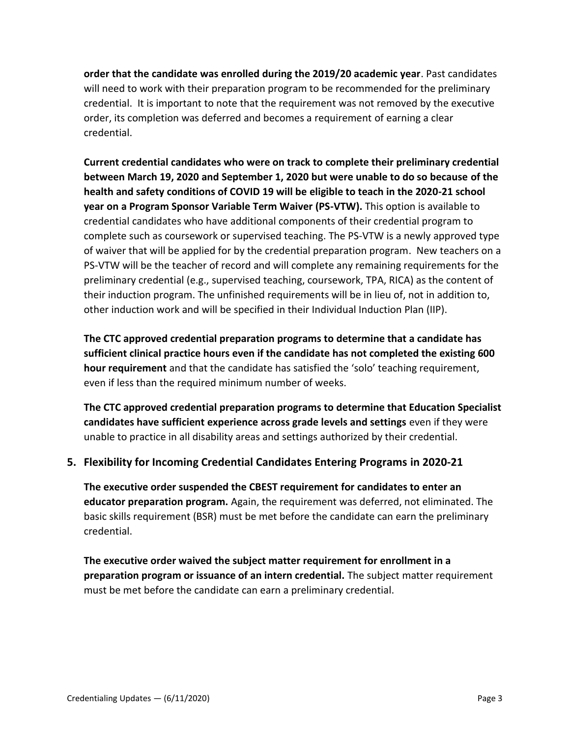**order that the candidate was enrolled during the 2019/20 academic year**. Past candidates will need to work with their preparation program to be recommended for the preliminary credential. It is important to note that the requirement was not removed by the executive order, its completion was deferred and becomes a requirement of earning a clear credential.

**Current credential candidates who were on track to complete their preliminary credential between March 19, 2020 and September 1, 2020 but were unable to do so because of the health and safety conditions of COVID 19 will be eligible to teach in the 2020-21 school year on a Program Sponsor Variable Term Waiver (PS-VTW).** This option is available to credential candidates who have additional components of their credential program to complete such as coursework or supervised teaching. The PS-VTW is a newly approved type of waiver that will be applied for by the credential preparation program. New teachers on a PS-VTW will be the teacher of record and will complete any remaining requirements for the preliminary credential (e.g., supervised teaching, coursework, TPA, RICA) as the content of their induction program. The unfinished requirements will be in lieu of, not in addition to, other induction work and will be specified in their Individual Induction Plan (IIP).

**The CTC approved credential preparation programs to determine that a candidate has sufficient clinical practice hours even if the candidate has not completed the existing 600 hour requirement** and that the candidate has satisfied the 'solo' teaching requirement, even if less than the required minimum number of weeks.

**The CTC approved credential preparation programs to determine that Education Specialist candidates have sufficient experience across grade levels and settings** even if they were unable to practice in all disability areas and settings authorized by their credential.

## 5. Flexibility for Incoming Credential Candidates Entering Programs in 2020-21

**The executive order suspended the CBEST requirement for candidates to enter an educator preparation program.** Again, the requirement was deferred, not eliminated. The basic skills requirement (BSR) must be met before the candidate can earn the preliminary credential.

**The executive order waived the subject matter requirement for enrollment in a preparation program or issuance of an intern credential.** The subject matter requirement must be met before the candidate can earn a preliminary credential.